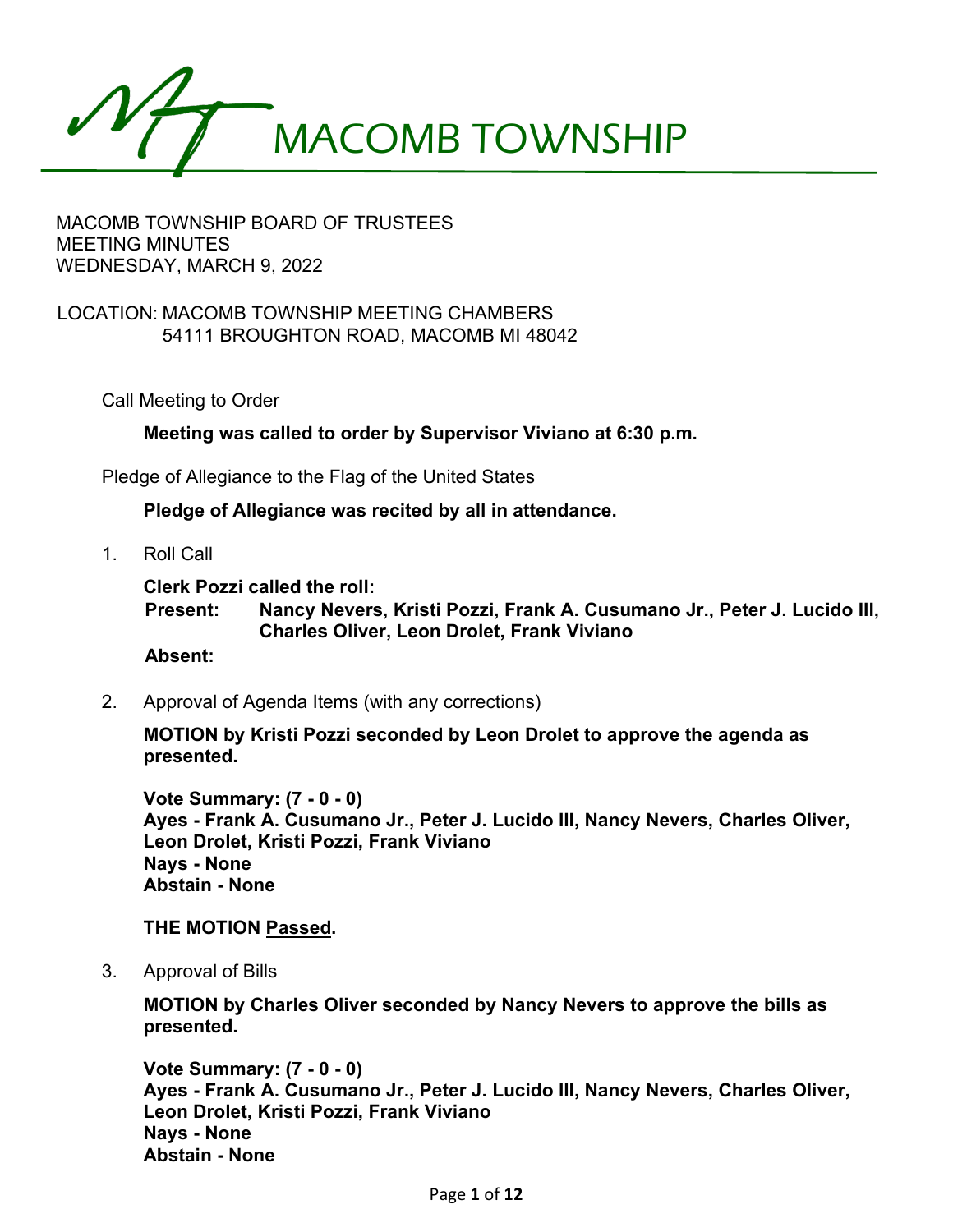# MACOMB TOWNSHIP

MACOMB TOWNSHIP BOARD OF TRUSTEES
MEETING MINUTES
WEDNESDAY, MARCH 9, 2022

LOCATION: MACOMB TOWNSHIP MEETING CHAMBERS
54111 BROUGHTON ROAD, MACOMB MI 48042

Call Meeting to Order

**Meeting was called to order by Supervisor Viviano at 6:30 p.m.**

Pledge of Allegiance to the Flag of the United States

**Pledge of Allegiance was recited by all in attendance.**

1. Roll Call

   **Clerk Pozzi called the roll:**
   **Present: Nancy Nevers, Kristi Pozzi, Frank A. Cusumano Jr., Peter J. Lucido III, Charles Oliver, Leon Drolet, Frank Viviano**
   **Absent:**

2. Approval of Agenda Items (with any corrections)

   **MOTION by Kristi Pozzi seconded by Leon Drolet to approve the agenda as presented.**

   **Vote Summary: (7 - 0 - 0)**
   **Ayes - Frank A. Cusumano Jr., Peter J. Lucido III, Nancy Nevers, Charles Oliver, Leon Drolet, Kristi Pozzi, Frank Viviano**
   **Nays - None**
   **Abstain - None**

   **THE MOTION Passed.**

3. Approval of Bills

   **MOTION by Charles Oliver seconded by Nancy Nevers to approve the bills as presented.**

   **Vote Summary: (7 - 0 - 0)**
   **Ayes - Frank A. Cusumano Jr., Peter J. Lucido III, Nancy Nevers, Charles Oliver, Leon Drolet, Kristi Pozzi, Frank Viviano**
   **Nays - None**
   **Abstain - None**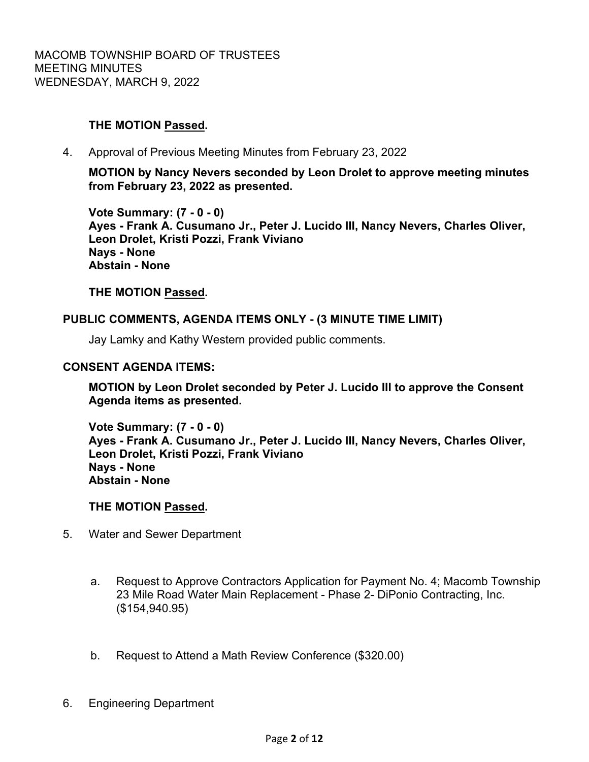**THE MOTION Passed.**

4. Approval of Previous Meeting Minutes from February 23, 2022

   **MOTION by Nancy Nevers seconded by Leon Drolet to approve meeting minutes from February 23, 2022 as presented.**

   **Vote Summary: (7 - 0 - 0)**
   **Ayes - Frank A. Cusumano Jr., Peter J. Lucido III, Nancy Nevers, Charles Oliver, Leon Drolet, Kristi Pozzi, Frank Viviano**
   **Nays - None**
   **Abstain - None**

   **THE MOTION Passed.**

**PUBLIC COMMENTS, AGENDA ITEMS ONLY - (3 MINUTE TIME LIMIT)**

Jay Lamky and Kathy Western provided public comments.

**CONSENT AGENDA ITEMS:**

**MOTION by Leon Drolet seconded by Peter J. Lucido III to approve the Consent Agenda items as presented.**

**Vote Summary: (7 - 0 - 0)**
**Ayes - Frank A. Cusumano Jr., Peter J. Lucido III, Nancy Nevers, Charles Oliver, Leon Drolet, Kristi Pozzi, Frank Viviano**
**Nays - None**
**Abstain - None**

**THE MOTION Passed.**

5. Water and Sewer Department

   a. Request to Approve Contractors Application for Payment No. 4; Macomb Township 23 Mile Road Water Main Replacement - Phase 2- DiPonio Contracting, Inc. ($154,940.95)

   b. Request to Attend a Math Review Conference ($320.00)

6. Engineering Department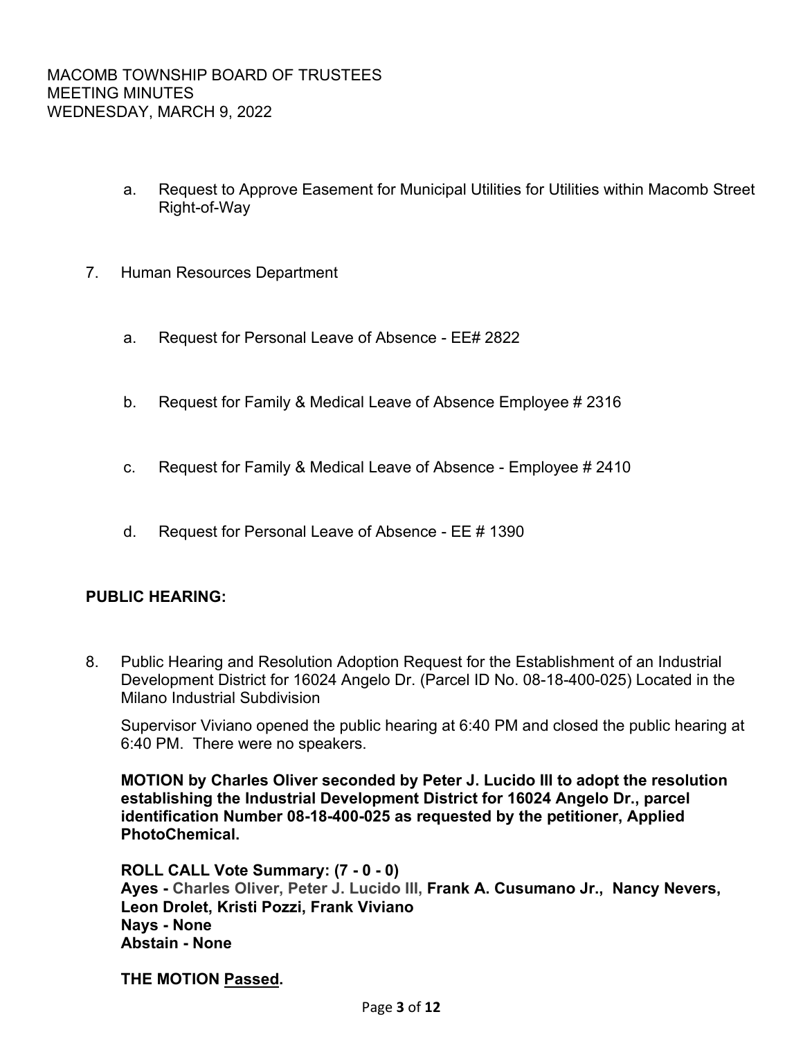a. Request to Approve Easement for Municipal Utilities for Utilities within Macomb Street Right-of-Way

7. Human Resources Department

   a. Request for Personal Leave of Absence - EE# 2822

   b. Request for Family & Medical Leave of Absence Employee # 2316

   c. Request for Family & Medical Leave of Absence - Employee # 2410

   d. Request for Personal Leave of Absence - EE # 1390

**PUBLIC HEARING:**

8. Public Hearing and Resolution Adoption Request for the Establishment of an Industrial Development District for 16024 Angelo Dr. (Parcel ID No. 08-18-400-025) Located in the Milano Industrial Subdivision

   Supervisor Viviano opened the public hearing at 6:40 PM and closed the public hearing at 6:40 PM. There were no speakers.

   **MOTION by Charles Oliver seconded by Peter J. Lucido III to adopt the resolution establishing the Industrial Development District for 16024 Angelo Dr., parcel identification Number 08-18-400-025 as requested by the petitioner, Applied PhotoChemical.**

   **ROLL CALL Vote Summary: (7 - 0 - 0)**
   **Ayes - Charles Oliver, Peter J. Lucido III, Frank A. Cusumano Jr., Nancy Nevers, Leon Drolet, Kristi Pozzi, Frank Viviano**
   **Nays - None**
   **Abstain - None**

   **THE MOTION Passed.**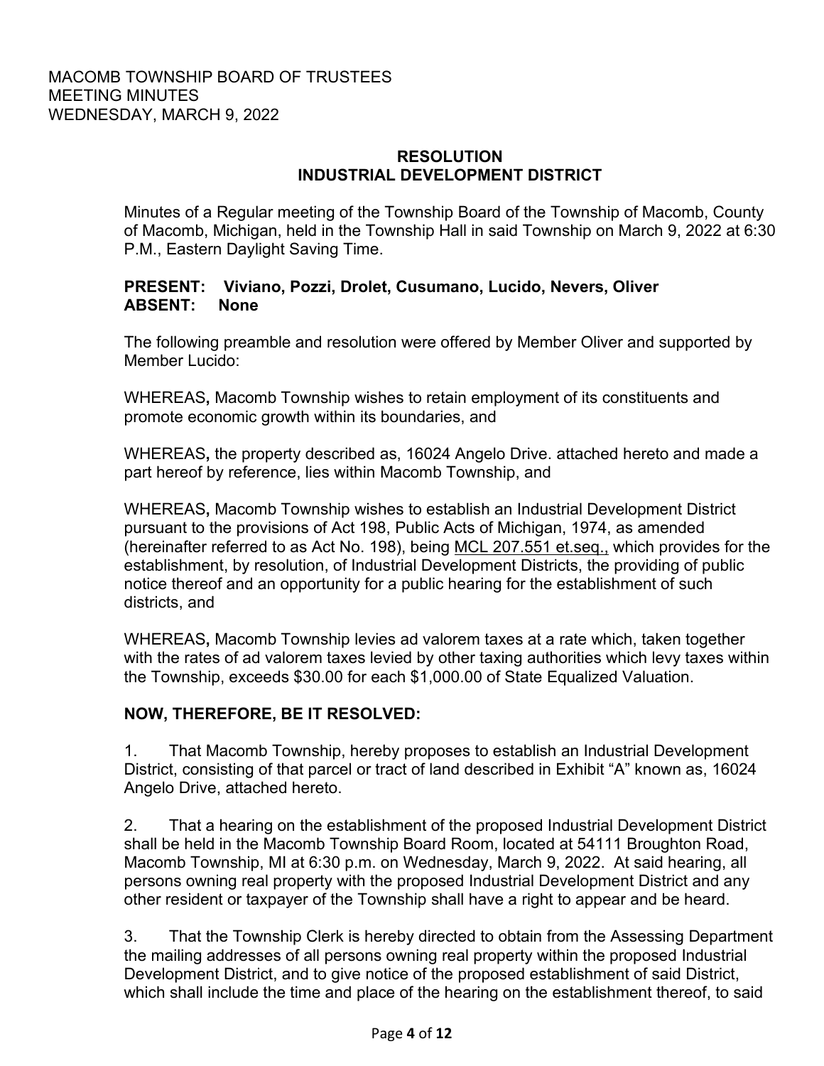MACOMB TOWNSHIP BOARD OF TRUSTEES
MEETING MINUTES
WEDNESDAY, MARCH 9, 2022

**RESOLUTION**
**INDUSTRIAL DEVELOPMENT DISTRICT**

Minutes of a Regular meeting of the Township Board of the Township of Macomb, County of Macomb, Michigan, held in the Township Hall in said Township on March 9, 2022 at 6:30 P.M., Eastern Daylight Saving Time.

**PRESENT: Viviano, Pozzi, Drolet, Cusumano, Lucido, Nevers, Oliver**
**ABSENT: None**

The following preamble and resolution were offered by Member Oliver and supported by Member Lucido:

WHEREAS**,** Macomb Township wishes to retain employment of its constituents and promote economic growth within its boundaries, and

WHEREAS**,** the property described as, 16024 Angelo Drive. attached hereto and made a part hereof by reference, lies within Macomb Township, and

WHEREAS**,** Macomb Township wishes to establish an Industrial Development District pursuant to the provisions of Act 198, Public Acts of Michigan, 1974, as amended (hereinafter referred to as Act No. 198), being MCL 207.551 et.seq., which provides for the establishment, by resolution, of Industrial Development Districts, the providing of public notice thereof and an opportunity for a public hearing for the establishment of such districts, and

WHEREAS**,** Macomb Township levies ad valorem taxes at a rate which, taken together with the rates of ad valorem taxes levied by other taxing authorities which levy taxes within the Township, exceeds $30.00 for each $1,000.00 of State Equalized Valuation.

**NOW, THEREFORE, BE IT RESOLVED:**

1. That Macomb Township, hereby proposes to establish an Industrial Development District, consisting of that parcel or tract of land described in Exhibit "A" known as, 16024 Angelo Drive, attached hereto.

2. That a hearing on the establishment of the proposed Industrial Development District shall be held in the Macomb Township Board Room, located at 54111 Broughton Road, Macomb Township, MI at 6:30 p.m. on Wednesday, March 9, 2022. At said hearing, all persons owning real property with the proposed Industrial Development District and any other resident or taxpayer of the Township shall have a right to appear and be heard.

3. That the Township Clerk is hereby directed to obtain from the Assessing Department the mailing addresses of all persons owning real property within the proposed Industrial Development District, and to give notice of the proposed establishment of said District, which shall include the time and place of the hearing on the establishment thereof, to said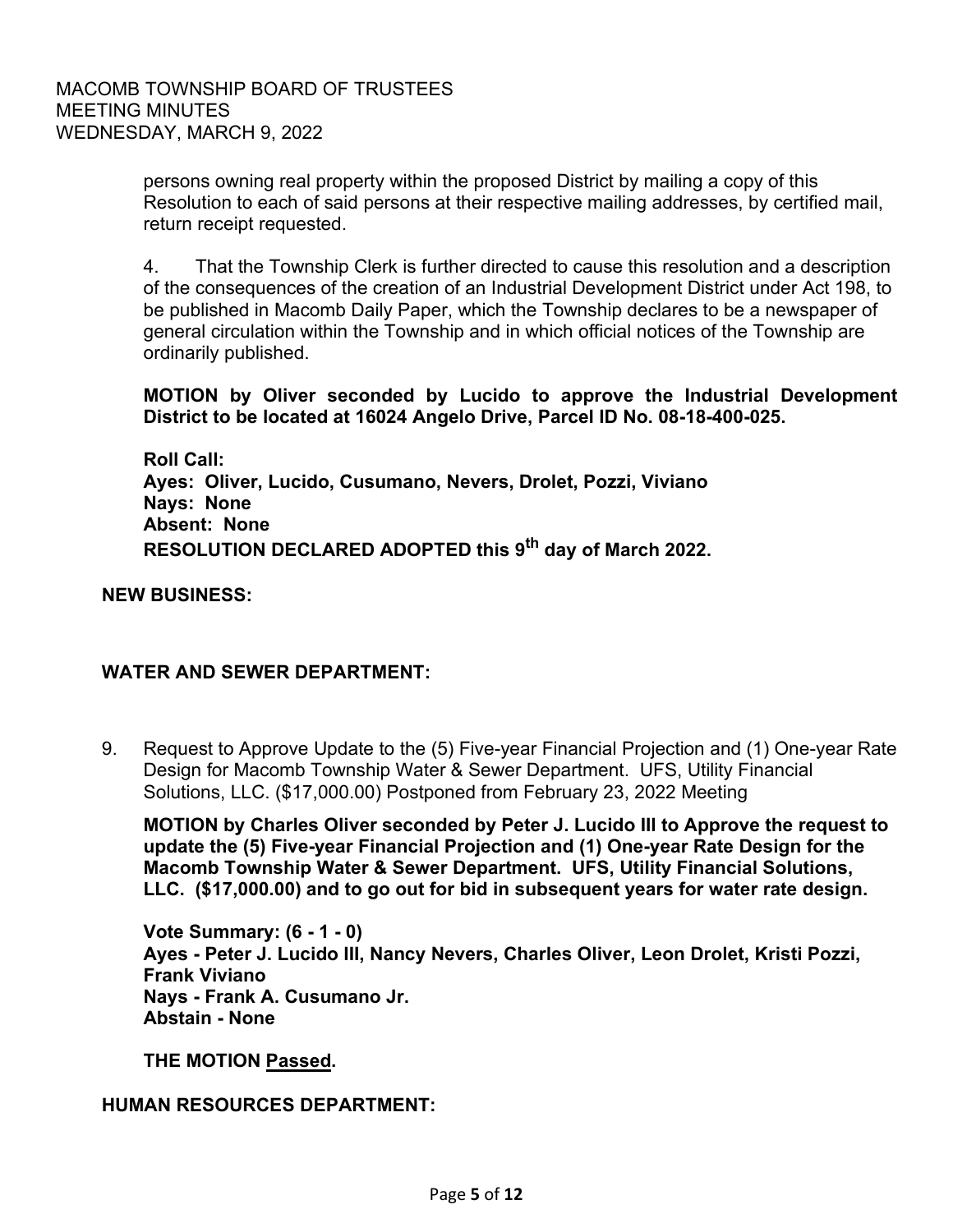persons owning real property within the proposed District by mailing a copy of this Resolution to each of said persons at their respective mailing addresses, by certified mail, return receipt requested.

4. That the Township Clerk is further directed to cause this resolution and a description of the consequences of the creation of an Industrial Development District under Act 198, to be published in Macomb Daily Paper, which the Township declares to be a newspaper of general circulation within the Township and in which official notices of the Township are ordinarily published.

**MOTION by Oliver seconded by Lucido to approve the Industrial Development District to be located at 16024 Angelo Drive, Parcel ID No. 08-18-400-025.**

**Roll Call:**
**Ayes: Oliver, Lucido, Cusumano, Nevers, Drolet, Pozzi, Viviano**
**Nays: None**
**Absent: None**
**RESOLUTION DECLARED ADOPTED this 9th day of March 2022.**

**NEW BUSINESS:**

**WATER AND SEWER DEPARTMENT:**

9. Request to Approve Update to the (5) Five-year Financial Projection and (1) One-year Rate Design for Macomb Township Water & Sewer Department. UFS, Utility Financial Solutions, LLC. ($17,000.00) Postponed from February 23, 2022 Meeting

**MOTION by Charles Oliver seconded by Peter J. Lucido III to Approve the request to update the (5) Five-year Financial Projection and (1) One-year Rate Design for the Macomb Township Water & Sewer Department. UFS, Utility Financial Solutions, LLC. ($17,000.00) and to go out for bid in subsequent years for water rate design.**

**Vote Summary: (6 - 1 - 0)**
**Ayes - Peter J. Lucido III, Nancy Nevers, Charles Oliver, Leon Drolet, Kristi Pozzi, Frank Viviano**
**Nays - Frank A. Cusumano Jr.**
**Abstain - None**

**THE MOTION Passed.**

**HUMAN RESOURCES DEPARTMENT:**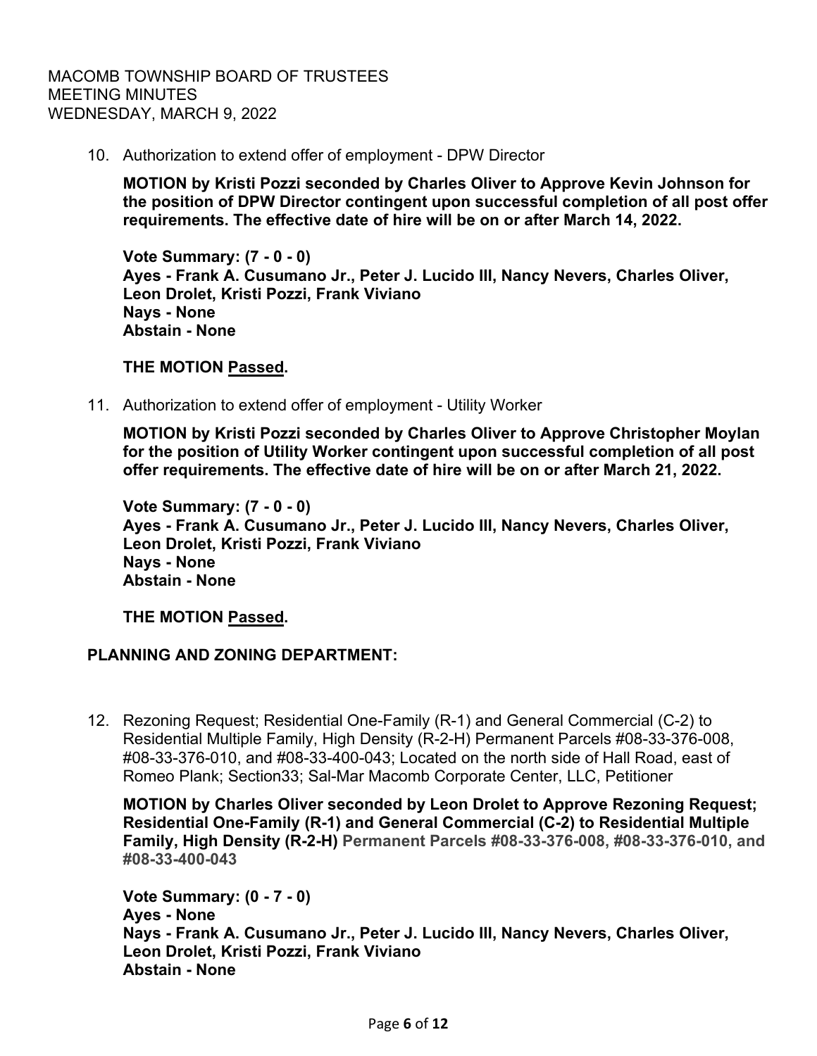10. Authorization to extend offer of employment - DPW Director

    **MOTION by Kristi Pozzi seconded by Charles Oliver to Approve Kevin Johnson for the position of DPW Director contingent upon successful completion of all post offer requirements. The effective date of hire will be on or after March 14, 2022.**

    **Vote Summary: (7 - 0 - 0)**
    **Ayes - Frank A. Cusumano Jr., Peter J. Lucido III, Nancy Nevers, Charles Oliver, Leon Drolet, Kristi Pozzi, Frank Viviano**
    **Nays - None**
    **Abstain - None**

    **THE MOTION Passed.**

11. Authorization to extend offer of employment - Utility Worker

    **MOTION by Kristi Pozzi seconded by Charles Oliver to Approve Christopher Moylan for the position of Utility Worker contingent upon successful completion of all post offer requirements. The effective date of hire will be on or after March 21, 2022.**

    **Vote Summary: (7 - 0 - 0)**
    **Ayes - Frank A. Cusumano Jr., Peter J. Lucido III, Nancy Nevers, Charles Oliver, Leon Drolet, Kristi Pozzi, Frank Viviano**
    **Nays - None**
    **Abstain - None**

    **THE MOTION Passed.**

**PLANNING AND ZONING DEPARTMENT:**

12. Rezoning Request; Residential One-Family (R-1) and General Commercial (C-2) to Residential Multiple Family, High Density (R-2-H) Permanent Parcels #08-33-376-008, #08-33-376-010, and #08-33-400-043; Located on the north side of Hall Road, east of Romeo Plank; Section33; Sal-Mar Macomb Corporate Center, LLC, Petitioner

    **MOTION by Charles Oliver seconded by Leon Drolet to Approve Rezoning Request; Residential One-Family (R-1) and General Commercial (C-2) to Residential Multiple Family, High Density (R-2-H) Permanent Parcels #08-33-376-008, #08-33-376-010, and #08-33-400-043**

    **Vote Summary: (0 - 7 - 0)**
    **Ayes - None**
    **Nays - Frank A. Cusumano Jr., Peter J. Lucido III, Nancy Nevers, Charles Oliver, Leon Drolet, Kristi Pozzi, Frank Viviano**
    **Abstain - None**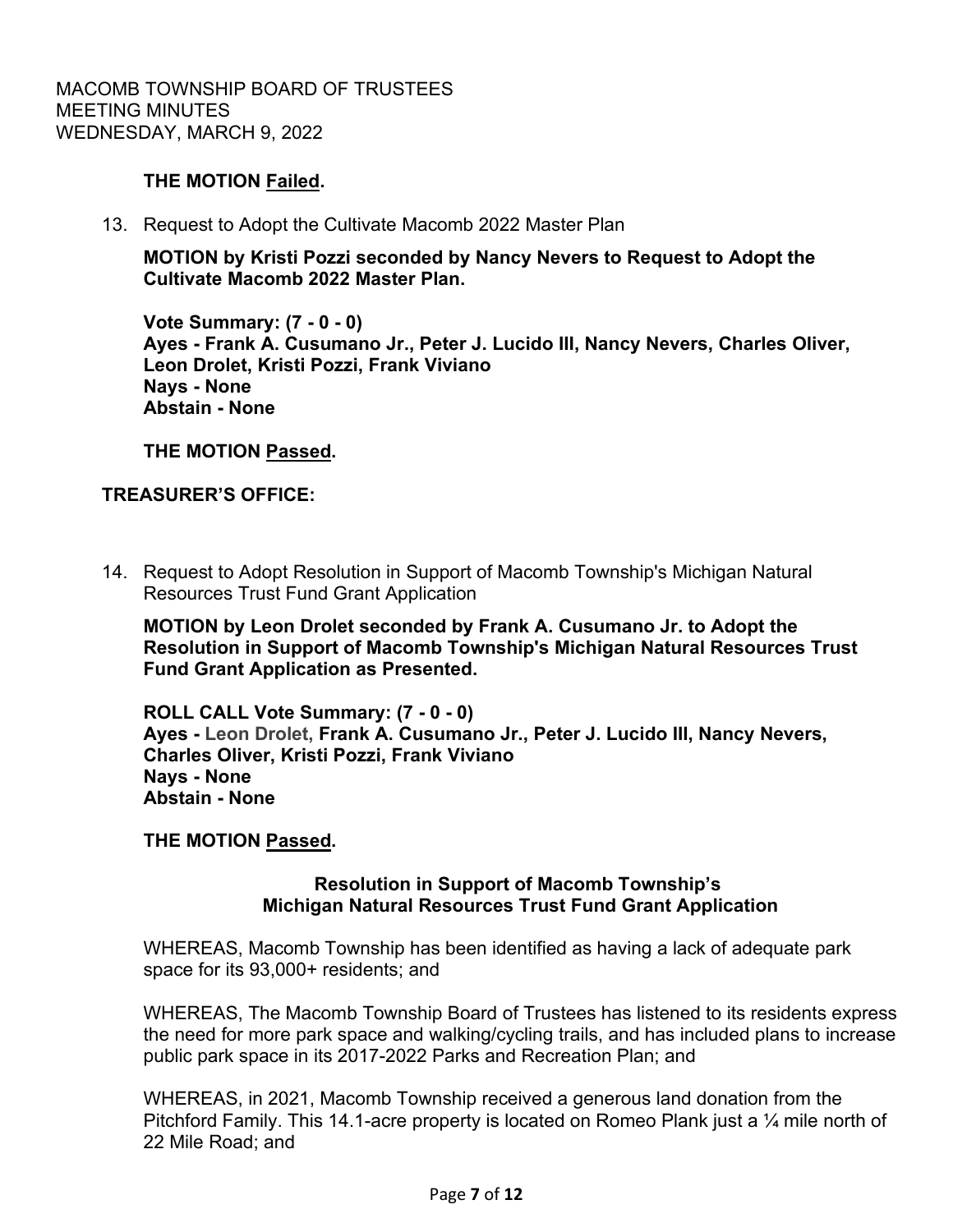**THE MOTION Failed.**

13. Request to Adopt the Cultivate Macomb 2022 Master Plan

**MOTION by Kristi Pozzi seconded by Nancy Nevers to Request to Adopt the Cultivate Macomb 2022 Master Plan.**

**Vote Summary: (7 - 0 - 0)**
**Ayes - Frank A. Cusumano Jr., Peter J. Lucido III, Nancy Nevers, Charles Oliver, Leon Drolet, Kristi Pozzi, Frank Viviano**
**Nays - None**
**Abstain - None**

**THE MOTION Passed.**

**TREASURER'S OFFICE:**

14. Request to Adopt Resolution in Support of Macomb Township's Michigan Natural Resources Trust Fund Grant Application

**MOTION by Leon Drolet seconded by Frank A. Cusumano Jr. to Adopt the Resolution in Support of Macomb Township's Michigan Natural Resources Trust Fund Grant Application as Presented.**

**ROLL CALL Vote Summary: (7 - 0 - 0)**
**Ayes - Leon Drolet, Frank A. Cusumano Jr., Peter J. Lucido III, Nancy Nevers, Charles Oliver, Kristi Pozzi, Frank Viviano**
**Nays - None**
**Abstain - None**

**THE MOTION Passed.**

**Resolution in Support of Macomb Township's Michigan Natural Resources Trust Fund Grant Application**

WHEREAS, Macomb Township has been identified as having a lack of adequate park space for its 93,000+ residents; and

WHEREAS, The Macomb Township Board of Trustees has listened to its residents express the need for more park space and walking/cycling trails, and has included plans to increase public park space in its 2017-2022 Parks and Recreation Plan; and

WHEREAS, in 2021, Macomb Township received a generous land donation from the Pitchford Family. This 14.1-acre property is located on Romeo Plank just a ¼ mile north of 22 Mile Road; and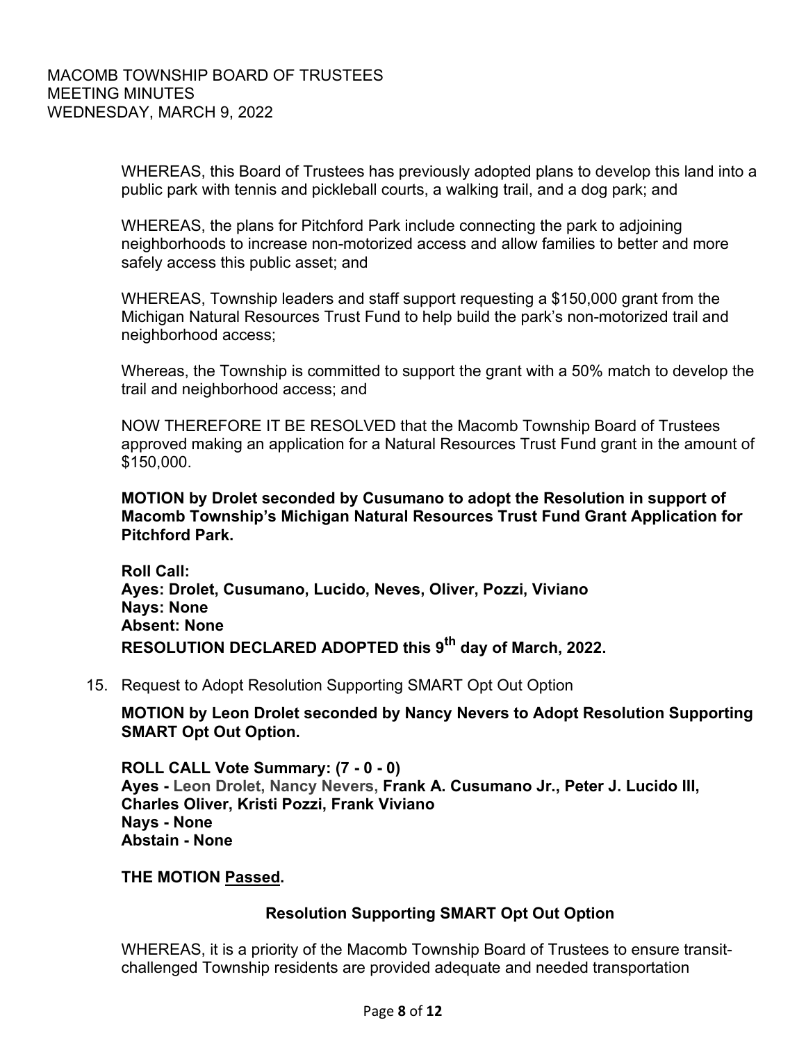WHEREAS, this Board of Trustees has previously adopted plans to develop this land into a public park with tennis and pickleball courts, a walking trail, and a dog park; and

WHEREAS, the plans for Pitchford Park include connecting the park to adjoining neighborhoods to increase non-motorized access and allow families to better and more safely access this public asset; and

WHEREAS, Township leaders and staff support requesting a $150,000 grant from the Michigan Natural Resources Trust Fund to help build the park's non-motorized trail and neighborhood access;

Whereas, the Township is committed to support the grant with a 50% match to develop the trail and neighborhood access; and

NOW THEREFORE IT BE RESOLVED that the Macomb Township Board of Trustees approved making an application for a Natural Resources Trust Fund grant in the amount of $150,000.

**MOTION by Drolet seconded by Cusumano to adopt the Resolution in support of Macomb Township's Michigan Natural Resources Trust Fund Grant Application for Pitchford Park.**

**Roll Call:**
**Ayes: Drolet, Cusumano, Lucido, Neves, Oliver, Pozzi, Viviano**
**Nays: None**
**Absent: None**
**RESOLUTION DECLARED ADOPTED this 9th day of March, 2022.**

15. Request to Adopt Resolution Supporting SMART Opt Out Option

**MOTION by Leon Drolet seconded by Nancy Nevers to Adopt Resolution Supporting SMART Opt Out Option.**

**ROLL CALL Vote Summary: (7 - 0 - 0)**
**Ayes - Leon Drolet, Nancy Nevers, Frank A. Cusumano Jr., Peter J. Lucido III, Charles Oliver, Kristi Pozzi, Frank Viviano**
**Nays - None**
**Abstain - None**

**THE MOTION Passed.**

**Resolution Supporting SMART Opt Out Option**

WHEREAS, it is a priority of the Macomb Township Board of Trustees to ensure transit-challenged Township residents are provided adequate and needed transportation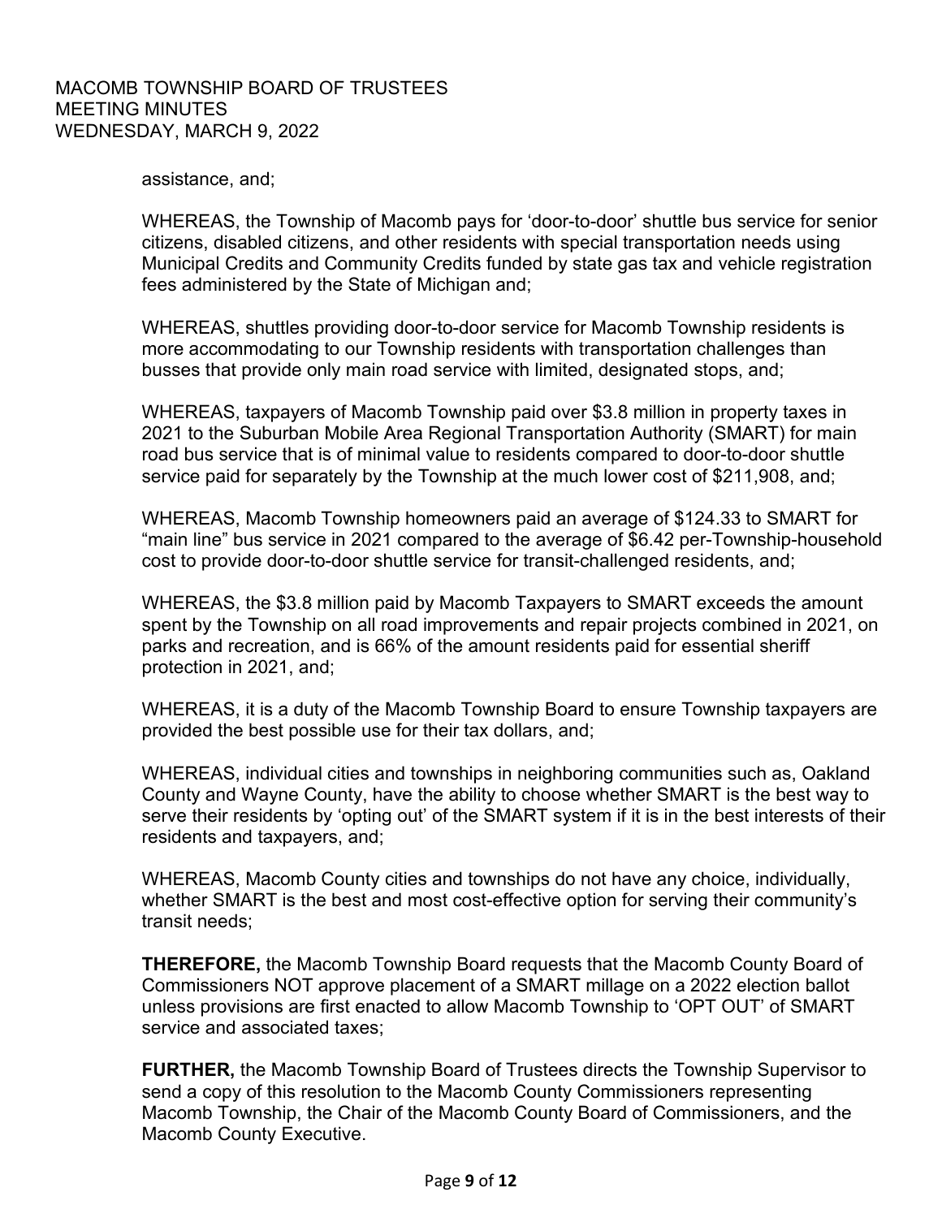assistance, and;

WHEREAS, the Township of Macomb pays for 'door-to-door' shuttle bus service for senior citizens, disabled citizens, and other residents with special transportation needs using Municipal Credits and Community Credits funded by state gas tax and vehicle registration fees administered by the State of Michigan and;

WHEREAS, shuttles providing door-to-door service for Macomb Township residents is more accommodating to our Township residents with transportation challenges than busses that provide only main road service with limited, designated stops, and;

WHEREAS, taxpayers of Macomb Township paid over $3.8 million in property taxes in 2021 to the Suburban Mobile Area Regional Transportation Authority (SMART) for main road bus service that is of minimal value to residents compared to door-to-door shuttle service paid for separately by the Township at the much lower cost of $211,908, and;

WHEREAS, Macomb Township homeowners paid an average of $124.33 to SMART for "main line" bus service in 2021 compared to the average of $6.42 per-Township-household cost to provide door-to-door shuttle service for transit-challenged residents, and;

WHEREAS, the $3.8 million paid by Macomb Taxpayers to SMART exceeds the amount spent by the Township on all road improvements and repair projects combined in 2021, on parks and recreation, and is 66% of the amount residents paid for essential sheriff protection in 2021, and;

WHEREAS, it is a duty of the Macomb Township Board to ensure Township taxpayers are provided the best possible use for their tax dollars, and;

WHEREAS, individual cities and townships in neighboring communities such as, Oakland County and Wayne County, have the ability to choose whether SMART is the best way to serve their residents by 'opting out' of the SMART system if it is in the best interests of their residents and taxpayers, and;

WHEREAS, Macomb County cities and townships do not have any choice, individually, whether SMART is the best and most cost-effective option for serving their community's transit needs;

**THEREFORE,** the Macomb Township Board requests that the Macomb County Board of Commissioners NOT approve placement of a SMART millage on a 2022 election ballot unless provisions are first enacted to allow Macomb Township to 'OPT OUT' of SMART service and associated taxes;

**FURTHER,** the Macomb Township Board of Trustees directs the Township Supervisor to send a copy of this resolution to the Macomb County Commissioners representing Macomb Township, the Chair of the Macomb County Board of Commissioners, and the Macomb County Executive.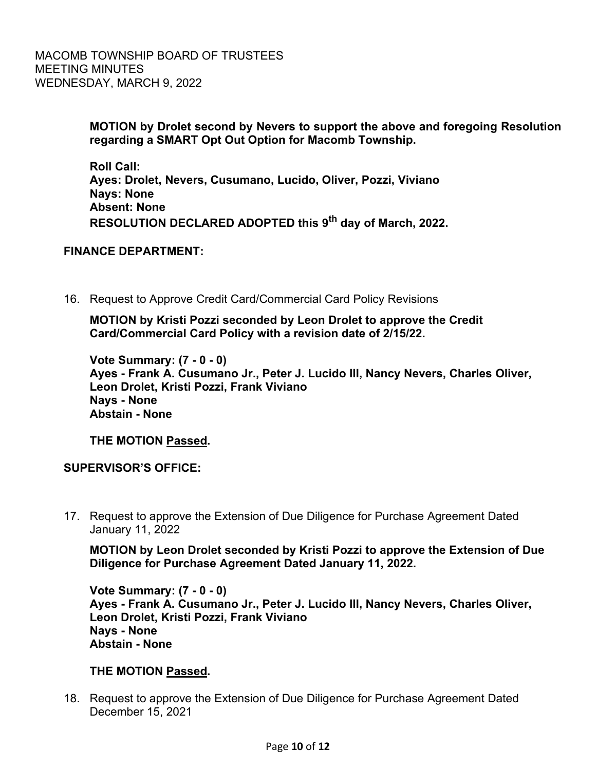**MOTION by Drolet second by Nevers to support the above and foregoing Resolution regarding a SMART Opt Out Option for Macomb Township.**

**Roll Call:**
**Ayes: Drolet, Nevers, Cusumano, Lucido, Oliver, Pozzi, Viviano**
**Nays: None**
**Absent: None**
**RESOLUTION DECLARED ADOPTED this 9th day of March, 2022.**

**FINANCE DEPARTMENT:**

16. Request to Approve Credit Card/Commercial Card Policy Revisions

**MOTION by Kristi Pozzi seconded by Leon Drolet to approve the Credit Card/Commercial Card Policy with a revision date of 2/15/22.**

**Vote Summary: (7 - 0 - 0)**
**Ayes - Frank A. Cusumano Jr., Peter J. Lucido III, Nancy Nevers, Charles Oliver, Leon Drolet, Kristi Pozzi, Frank Viviano**
**Nays - None**
**Abstain - None**

**THE MOTION Passed.**

**SUPERVISOR'S OFFICE:**

17. Request to approve the Extension of Due Diligence for Purchase Agreement Dated January 11, 2022

**MOTION by Leon Drolet seconded by Kristi Pozzi to approve the Extension of Due Diligence for Purchase Agreement Dated January 11, 2022.**

**Vote Summary: (7 - 0 - 0)**
**Ayes - Frank A. Cusumano Jr., Peter J. Lucido III, Nancy Nevers, Charles Oliver, Leon Drolet, Kristi Pozzi, Frank Viviano**
**Nays - None**
**Abstain - None**

**THE MOTION Passed.**

18. Request to approve the Extension of Due Diligence for Purchase Agreement Dated December 15, 2021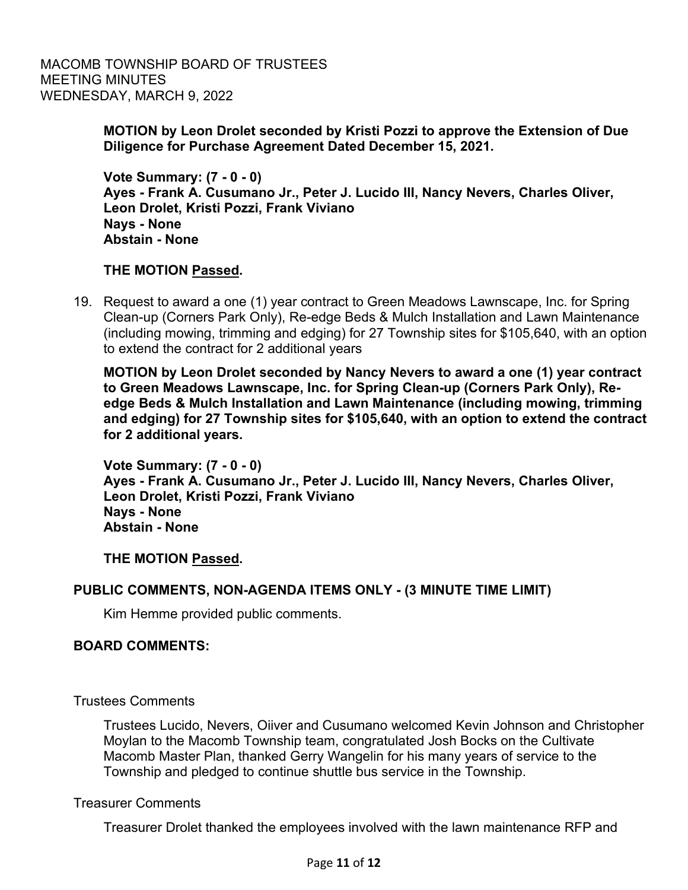**MOTION by Leon Drolet seconded by Kristi Pozzi to approve the Extension of Due Diligence for Purchase Agreement Dated December 15, 2021.**

**Vote Summary: (7 - 0 - 0)**
**Ayes - Frank A. Cusumano Jr., Peter J. Lucido III, Nancy Nevers, Charles Oliver, Leon Drolet, Kristi Pozzi, Frank Viviano**
**Nays - None**
**Abstain - None**

**THE MOTION Passed.**

19. Request to award a one (1) year contract to Green Meadows Lawnscape, Inc. for Spring Clean-up (Corners Park Only), Re-edge Beds & Mulch Installation and Lawn Maintenance (including mowing, trimming and edging) for 27 Township sites for $105,640, with an option to extend the contract for 2 additional years

**MOTION by Leon Drolet seconded by Nancy Nevers to award a one (1) year contract to Green Meadows Lawnscape, Inc. for Spring Clean-up (Corners Park Only), Re-edge Beds & Mulch Installation and Lawn Maintenance (including mowing, trimming and edging) for 27 Township sites for $105,640, with an option to extend the contract for 2 additional years.**

**Vote Summary: (7 - 0 - 0)**
**Ayes - Frank A. Cusumano Jr., Peter J. Lucido III, Nancy Nevers, Charles Oliver, Leon Drolet, Kristi Pozzi, Frank Viviano**
**Nays - None**
**Abstain - None**

**THE MOTION Passed.**

**PUBLIC COMMENTS, NON-AGENDA ITEMS ONLY - (3 MINUTE TIME LIMIT)**

Kim Hemme provided public comments.

**BOARD COMMENTS:**

Trustees Comments

Trustees Lucido, Nevers, Oiiver and Cusumano welcomed Kevin Johnson and Christopher Moylan to the Macomb Township team, congratulated Josh Bocks on the Cultivate Macomb Master Plan, thanked Gerry Wangelin for his many years of service to the Township and pledged to continue shuttle bus service in the Township.

Treasurer Comments

Treasurer Drolet thanked the employees involved with the lawn maintenance RFP and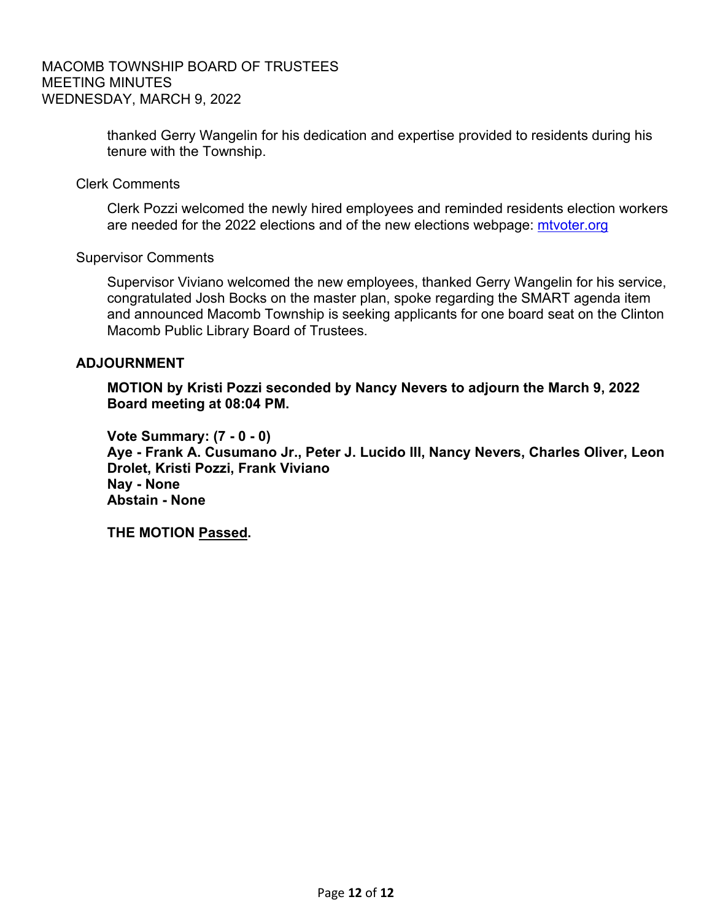thanked Gerry Wangelin for his dedication and expertise provided to residents during his tenure with the Township.

Clerk Comments

Clerk Pozzi welcomed the newly hired employees and reminded residents election workers are needed for the 2022 elections and of the new elections webpage: mtvoter.org

Supervisor Comments

Supervisor Viviano welcomed the new employees, thanked Gerry Wangelin for his service, congratulated Josh Bocks on the master plan, spoke regarding the SMART agenda item and announced Macomb Township is seeking applicants for one board seat on the Clinton Macomb Public Library Board of Trustees.

## ADJOURNMENT

**MOTION by Kristi Pozzi seconded by Nancy Nevers to adjourn the March 9, 2022 Board meeting at 08:04 PM.**

**Vote Summary: (7 - 0 - 0)**
**Aye - Frank A. Cusumano Jr., Peter J. Lucido III, Nancy Nevers, Charles Oliver, Leon Drolet, Kristi Pozzi, Frank Viviano**
**Nay - None**
**Abstain - None**

**THE MOTION Passed.**